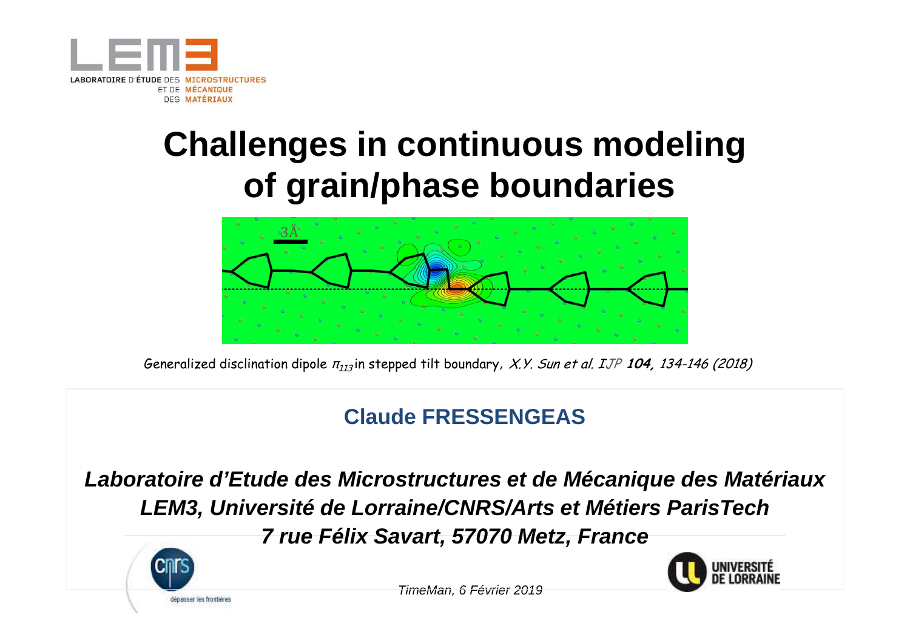LABORATOIRE D'ÉTUDE DES MICROSTRUCTURES ET DE MÉCANIQUE DES MATÉRIAUX

# Challenges in continuous modeling of grain/phase boundaries

Generalized disclination dipole $\pi_{113}$ in stepped tilt boundary, *X.Y. Sun et al. IJP* ***104***, *134-146 (2018)*

## Claude FRESSENGEAS

***Laboratoire d'Etude des Microstructures et de Mécanique des Matériaux***
***LEM3, Université de Lorraine/CNRS/Arts et Métiers ParisTech***
***7 rue Félix Savart, 57070 Metz, France***

*TimeMan, 6 Février 2019*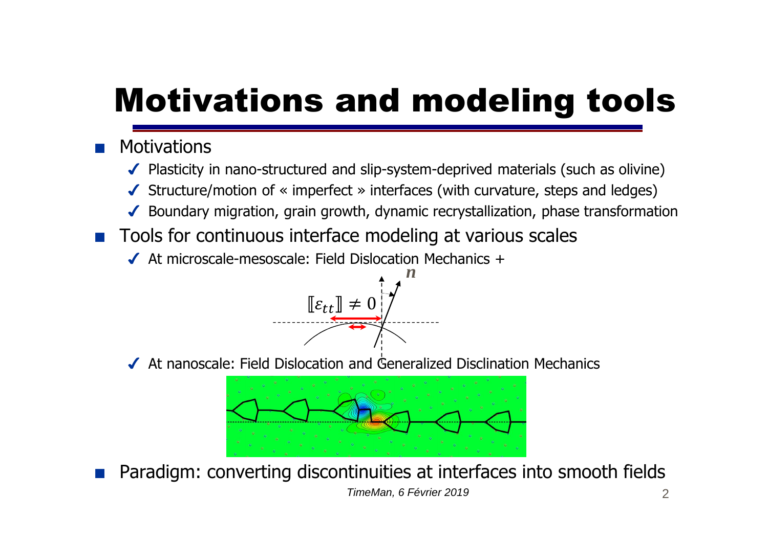# Motivations and modeling tools

- Motivations
  - ✓ Plasticity in nano-structured and slip-system-deprived materials (such as olivine)
  - ✓ Structure/motion of « imperfect » interfaces (with curvature, steps and ledges)
  - ✓ Boundary migration, grain growth, dynamic recrystallization, phase transformation
- Tools for continuous interface modeling at various scales
  - ✓ At microscale-mesoscale: Field Dislocation Mechanics +

$$[\![\varepsilon_{tt}]\!] \neq 0$$

$\boldsymbol{n}$

  - ✓ At nanoscale: Field Dislocation and Generalized Disclination Mechanics
- Paradigm: converting discontinuities at interfaces into smooth fields

*TimeMan, 6 Février 2019*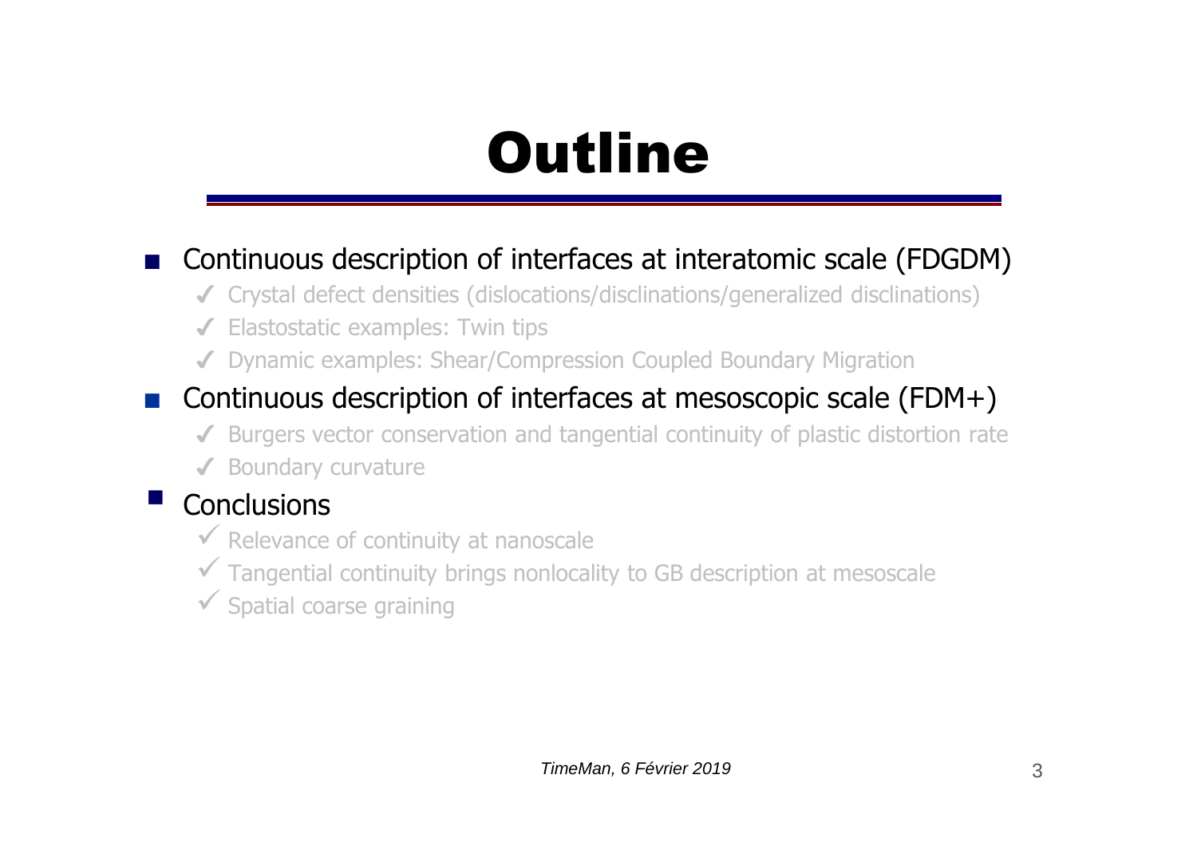# Outline

- Continuous description of interfaces at interatomic scale (FDGDM)
  - ✓ Crystal defect densities (dislocations/disclinations/generalized disclinations)
  - ✓ Elastostatic examples: Twin tips
  - ✓ Dynamic examples: Shear/Compression Coupled Boundary Migration
- Continuous description of interfaces at mesoscopic scale (FDM+)
  - ✓ Burgers vector conservation and tangential continuity of plastic distortion rate
  - ✓ Boundary curvature
- Conclusions
  - ✓ Relevance of continuity at nanoscale
  - ✓ Tangential continuity brings nonlocality to GB description at mesoscale
  - ✓ Spatial coarse graining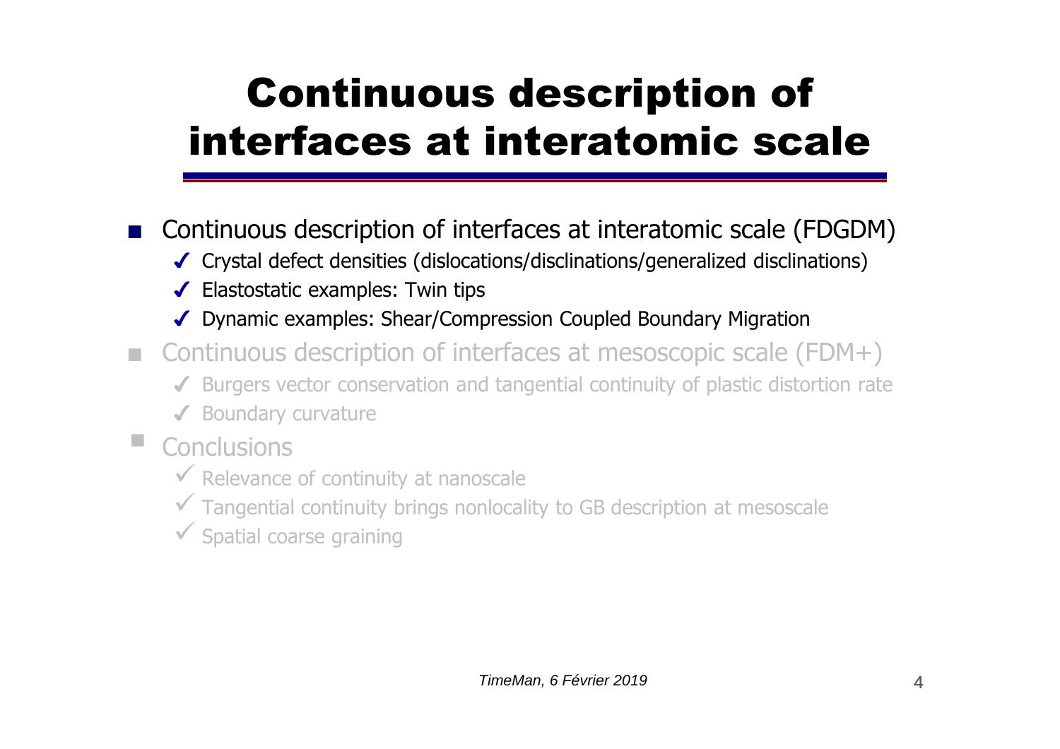# Continuous description of interfaces at interatomic scale

- Continuous description of interfaces at interatomic scale (FDGDM)
  - ✓ Crystal defect densities (dislocations/disclinations/generalized disclinations)
  - ✓ Elastostatic examples: Twin tips
  - ✓ Dynamic examples: Shear/Compression Coupled Boundary Migration
- Continuous description of interfaces at mesoscopic scale (FDM+)
  - ✓ Burgers vector conservation and tangential continuity of plastic distortion rate
  - ✓ Boundary curvature
- Conclusions
  - ✓ Relevance of continuity at nanoscale
  - ✓ Tangential continuity brings nonlocality to GB description at mesoscale
  - ✓ Spatial coarse graining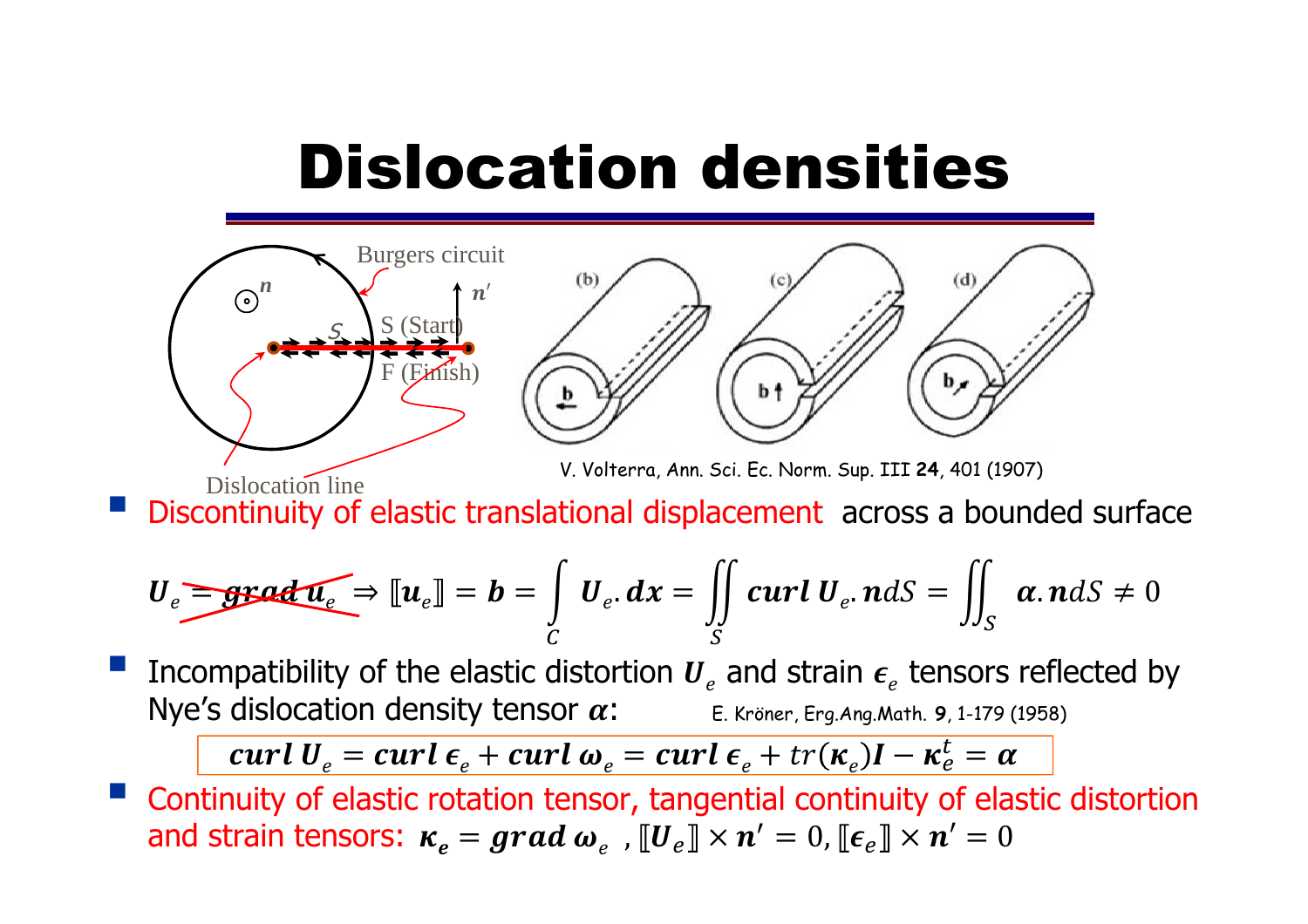# Dislocation densities

Burgers circuit

Dislocation line

S (Start)

F (Finish)

V. Volterra, Ann. Sci. Ec. Norm. Sup. III **24**, 401 (1907)

- Discontinuity of elastic translational displacement across a bounded surface

$$\boldsymbol{U}_e \cancel{= \boldsymbol{grad}\, \boldsymbol{u}_e} \Rightarrow [\![\boldsymbol{u}_e]\!] = \boldsymbol{b} = \int_C \boldsymbol{U}_e . \boldsymbol{dx} = \iint_S \boldsymbol{curl}\, \boldsymbol{U}_e . \boldsymbol{n} dS = \iint_S \boldsymbol{\alpha} . \boldsymbol{n} dS \neq 0$$

- Incompatibility of the elastic distortion $\boldsymbol{U}_e$ and strain $\boldsymbol{\epsilon}_e$ tensors reflected by Nye's dislocation density tensor $\boldsymbol{\alpha}$: E. Kröner, Erg.Ang.Math. **9**, 1-179 (1958)

$$\boldsymbol{curl}\, \boldsymbol{U}_e = \boldsymbol{curl}\, \boldsymbol{\epsilon}_e + \boldsymbol{curl}\, \boldsymbol{\omega}_e = \boldsymbol{curl}\, \boldsymbol{\epsilon}_e + tr(\boldsymbol{\kappa}_e)\boldsymbol{I} - \boldsymbol{\kappa}_e^t = \boldsymbol{\alpha}$$

- Continuity of elastic rotation tensor, tangential continuity of elastic distortion and strain tensors: $\boldsymbol{\kappa}_e = \boldsymbol{grad}\, \boldsymbol{\omega}_e$ , $[\![\boldsymbol{U}_e]\!] \times \boldsymbol{n}' = 0, [\![\boldsymbol{\epsilon}_e]\!] \times \boldsymbol{n}' = 0$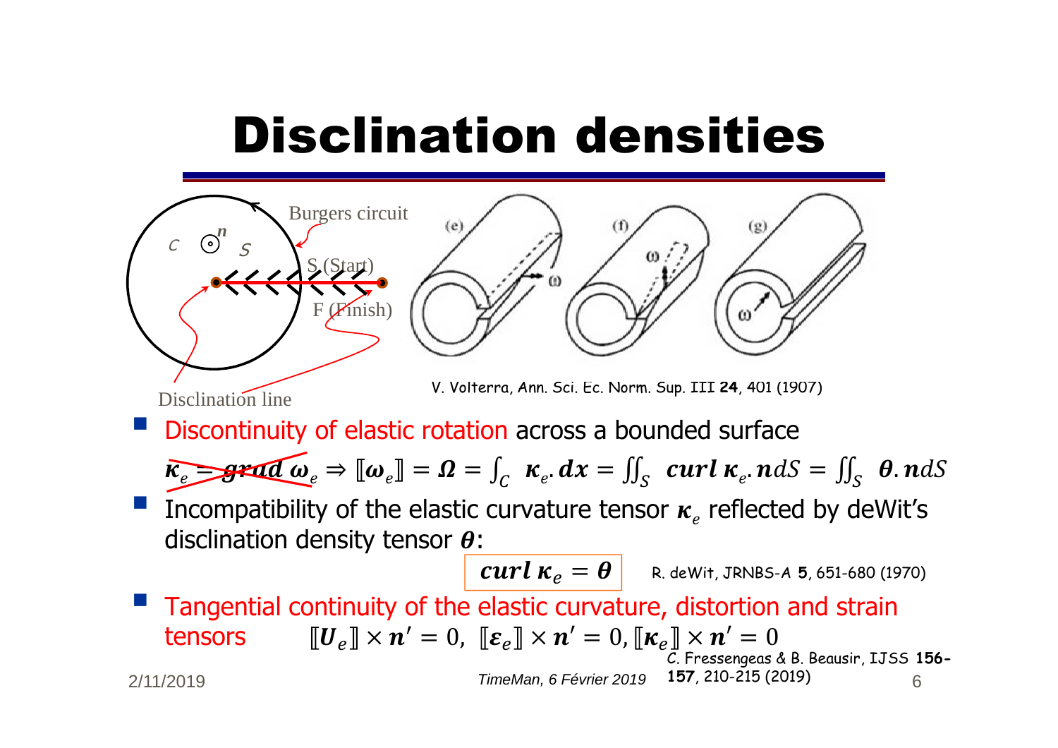# Disclination densities

Burgers circuit

S (Start)

F (Finish)

Disclination line

V. Volterra, Ann. Sci. Ec. Norm. Sup. III **24**, 401 (1907)

- Discontinuity of elastic rotation across a bounded surface

$$\boldsymbol{\kappa}_e = \textbf{grad}\,\boldsymbol{\omega}_e \Rightarrow [\![\boldsymbol{\omega}_e]\!] = \boldsymbol{\Omega} = \int_C \boldsymbol{\kappa}_e . \boldsymbol{dx} = \iint_S \textbf{curl}\,\boldsymbol{\kappa}_e . \boldsymbol{n} dS = \iint_S \boldsymbol{\theta} . \boldsymbol{n} dS$$

- Incompatibility of the elastic curvature tensor $\boldsymbol{\kappa}_e$ reflected by deWit's disclination density tensor $\boldsymbol{\theta}$:

$$\textbf{curl}\,\boldsymbol{\kappa}_e = \boldsymbol{\theta}$$

R. deWit, JRNBS-A **5**, 651-680 (1970)

- Tangential continuity of the elastic curvature, distortion and strain tensors $[\![\boldsymbol{U}_e]\!] \times \boldsymbol{n}' = 0,\ [\![\boldsymbol{\varepsilon}_e]\!] \times \boldsymbol{n}' = 0, [\![\boldsymbol{\kappa}_e]\!] \times \boldsymbol{n}' = 0$

C. Fressengeas & B. Beausir, IJSS **156-157**, 210-215 (2019)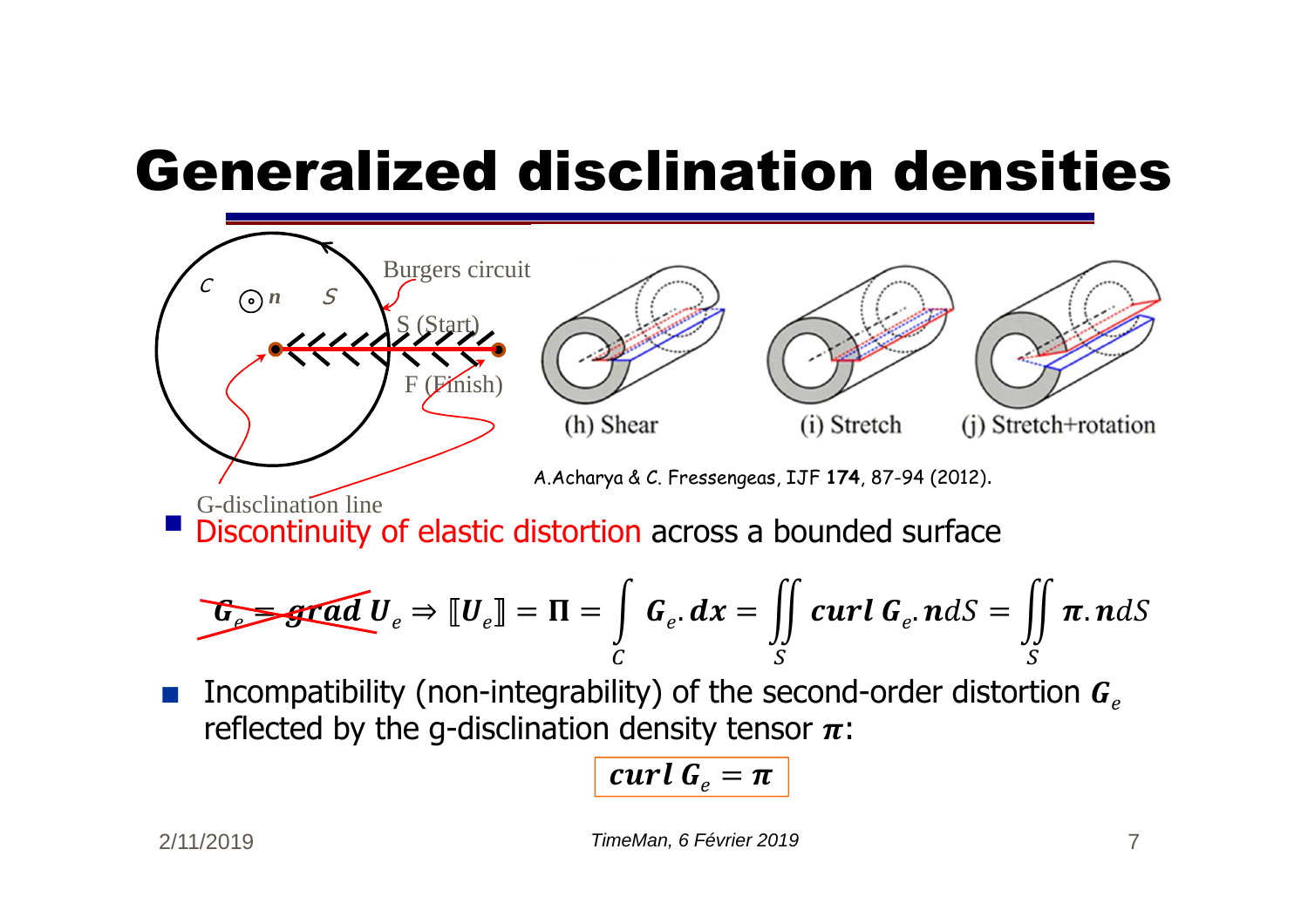# Generalized disclination densities

Burgers circuit

$C$ $n$ $S$

S (Start)

F (Finish)

G-disclination line

(h) Shear (i) Stretch (j) Stretch+rotation

A.Acharya & C. Fressengeas, IJF **174**, 87-94 (2012).

- Discontinuity of elastic distortion across a bounded surface

$$\cancel{\boldsymbol{G}_e = \boldsymbol{grad}\, \boldsymbol{U}_e} \Rightarrow [\![\boldsymbol{U}_e]\!] = \boldsymbol{\Pi} = \int_C \boldsymbol{G}_e . \boldsymbol{dx} = \iint_S \boldsymbol{curl}\, \boldsymbol{G}_e . \boldsymbol{n} dS = \iint_S \boldsymbol{\pi} . \boldsymbol{n} dS$$

- Incompatibility (non-integrability) of the second-order distortion $\boldsymbol{G}_e$ reflected by the g-disclination density tensor $\boldsymbol{\pi}$:

$$\boxed{\boldsymbol{curl}\, \boldsymbol{G}_e = \boldsymbol{\pi}}$$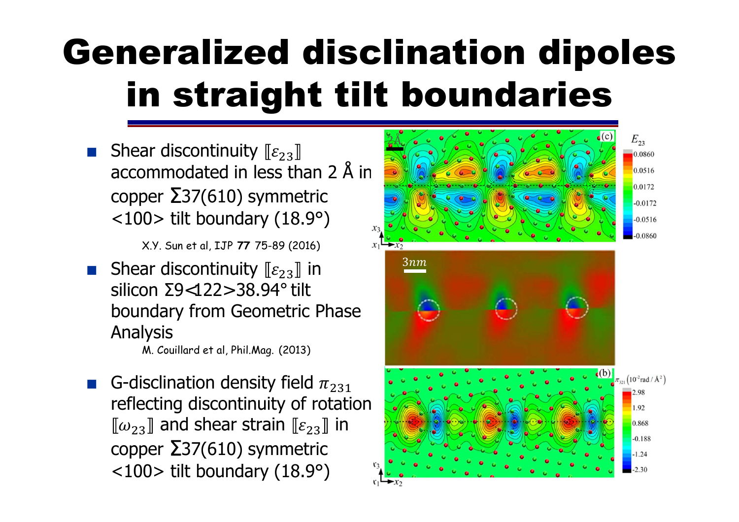# Generalized disclination dipoles in straight tilt boundaries

- Shear discontinuity $[\![\varepsilon_{23}]\!]$ accommodated in less than 2 Å in copper Σ37(610) symmetric <100> tilt boundary (18.9°)

  X.Y. Sun et al, IJP **77** 75-89 (2016)

- Shear discontinuity $[\![\varepsilon_{23}]\!]$ in silicon Σ9<122>38.94° tilt boundary from Geometric Phase Analysis

  M. Couillard et al, Phil.Mag. (2013)

- G-disclination density field $\pi_{231}$ reflecting discontinuity of rotation $[\![\omega_{23}]\!]$ and shear strain $[\![\varepsilon_{23}]\!]$ in copper Σ37(610) symmetric <100> tilt boundary (18.9°)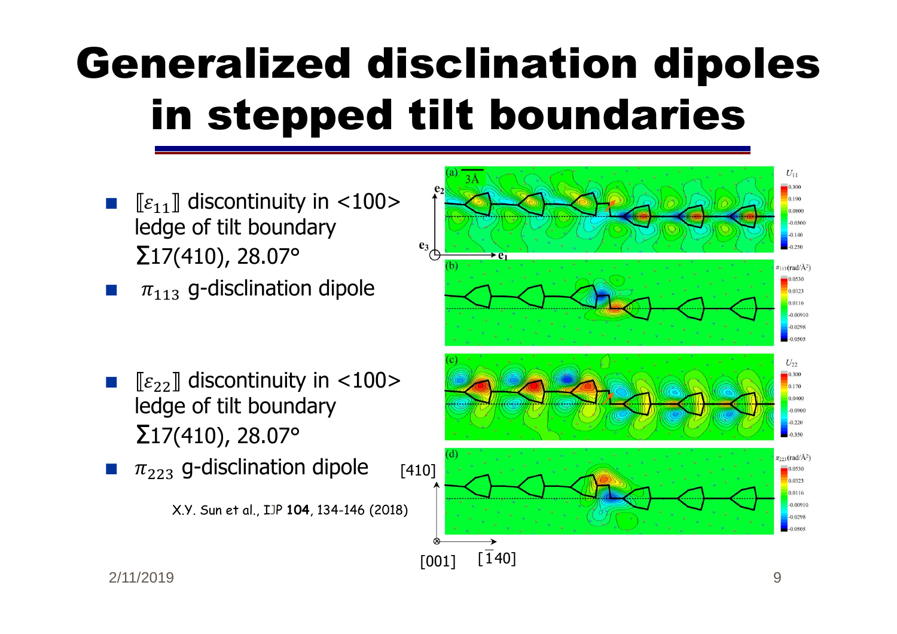# Generalized disclination dipoles in stepped tilt boundaries

- $[\![\varepsilon_{11}]\!]$ discontinuity in <100> ledge of tilt boundary $\Sigma 17(410)$, 28.07°
- $\pi_{113}$ g-disclination dipole

- $[\![\varepsilon_{22}]\!]$ discontinuity in <100> ledge of tilt boundary $\Sigma 17(410)$, 28.07°
- $\pi_{223}$ g-disclination dipole

X.Y. Sun et al., IJP **104**, 134-146 (2018)

2/11/2019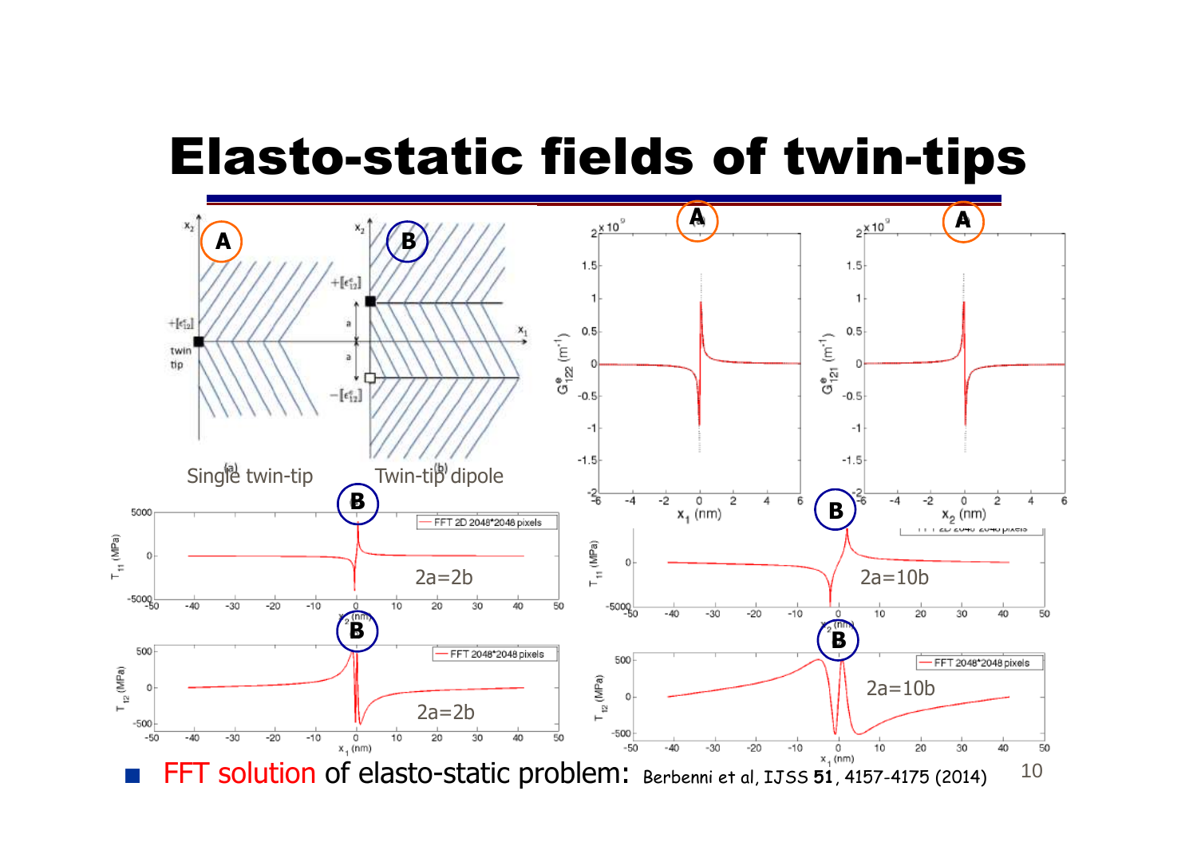# Elasto-static fields of twin-tips

Single twin-tip

Twin-tip dipole

2a=2b

2a=10b

- FFT solution of elasto-static problem: Berbenni et al, IJSS **51**, 4157-4175 (2014)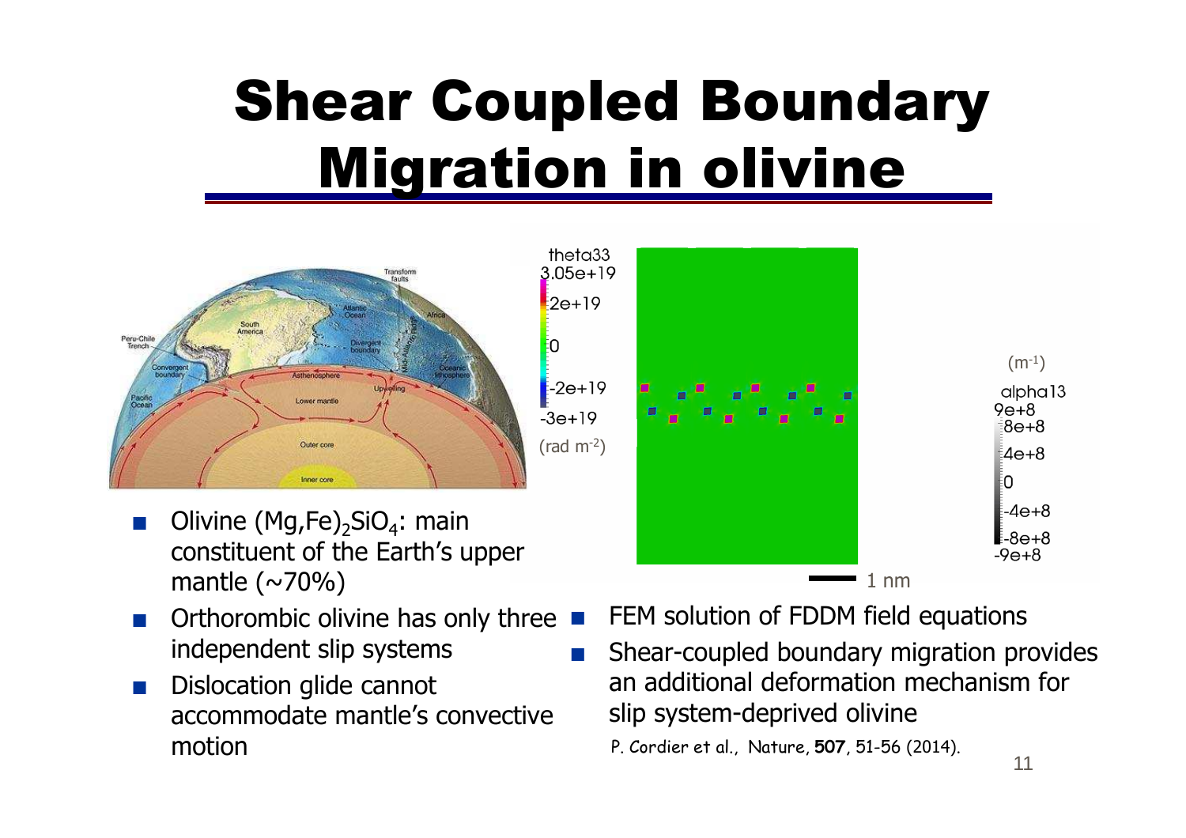# Shear Coupled Boundary Migration in olivine

- Olivine $(Mg,Fe)_2SiO_4$: main constituent of the Earth's upper mantle (~70%)
- Orthorombic olivine has only three independent slip systems
- Dislocation glide cannot accommodate mantle's convective motion

- FEM solution of FDDM field equations
- Shear-coupled boundary migration provides an additional deformation mechanism for slip system-deprived olivine

P. Cordier et al., Nature, **507**, 51-56 (2014).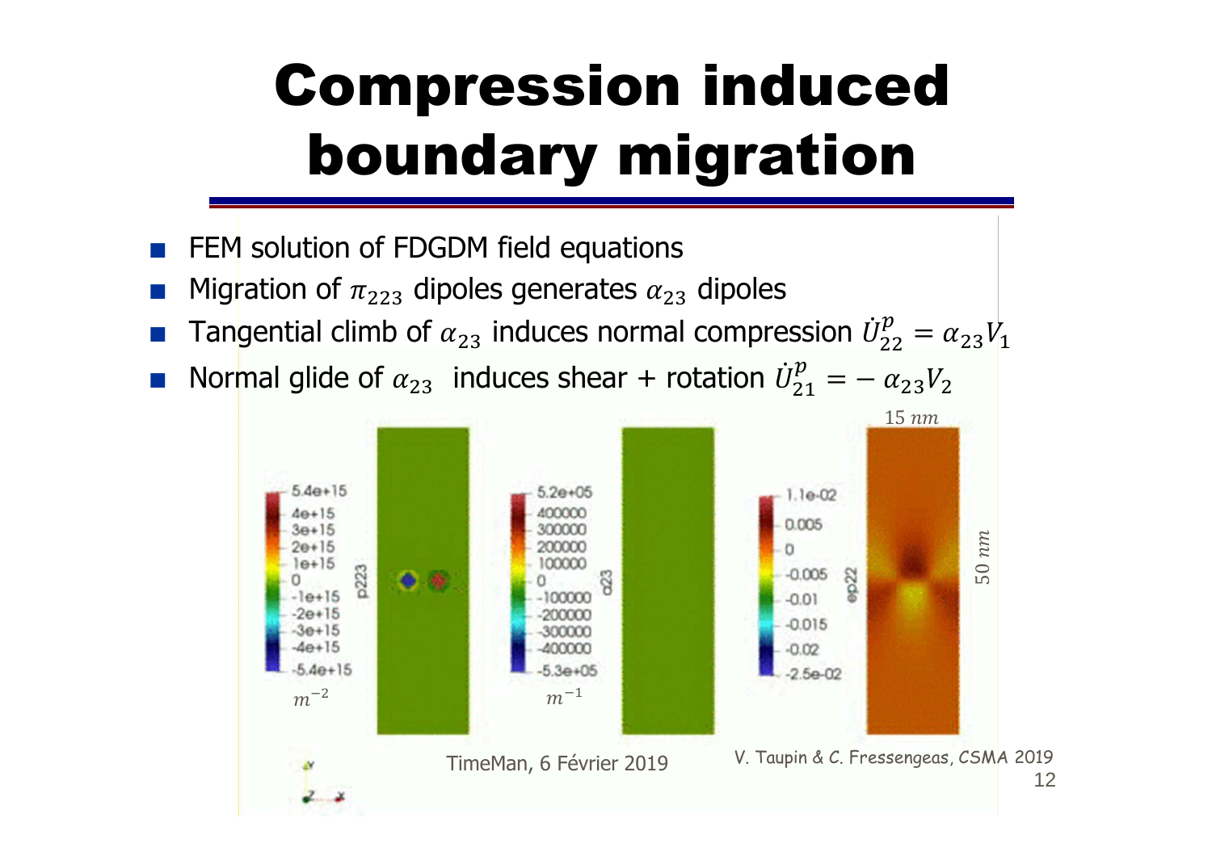# Compression induced boundary migration

- FEM solution of FDGDM field equations
- Migration of $\pi_{223}$ dipoles generates $\alpha_{23}$ dipoles
- Tangential climb of $\alpha_{23}$ induces normal compression $\dot{U}^{p}_{22} = \alpha_{23} V_1$
- Normal glide of $\alpha_{23}$ induces shear + rotation $\dot{U}^{p}_{21} = -\alpha_{23} V_2$

V. Taupin & C. Fressengeas, CSMA 2019

TimeMan, 6 Février 2019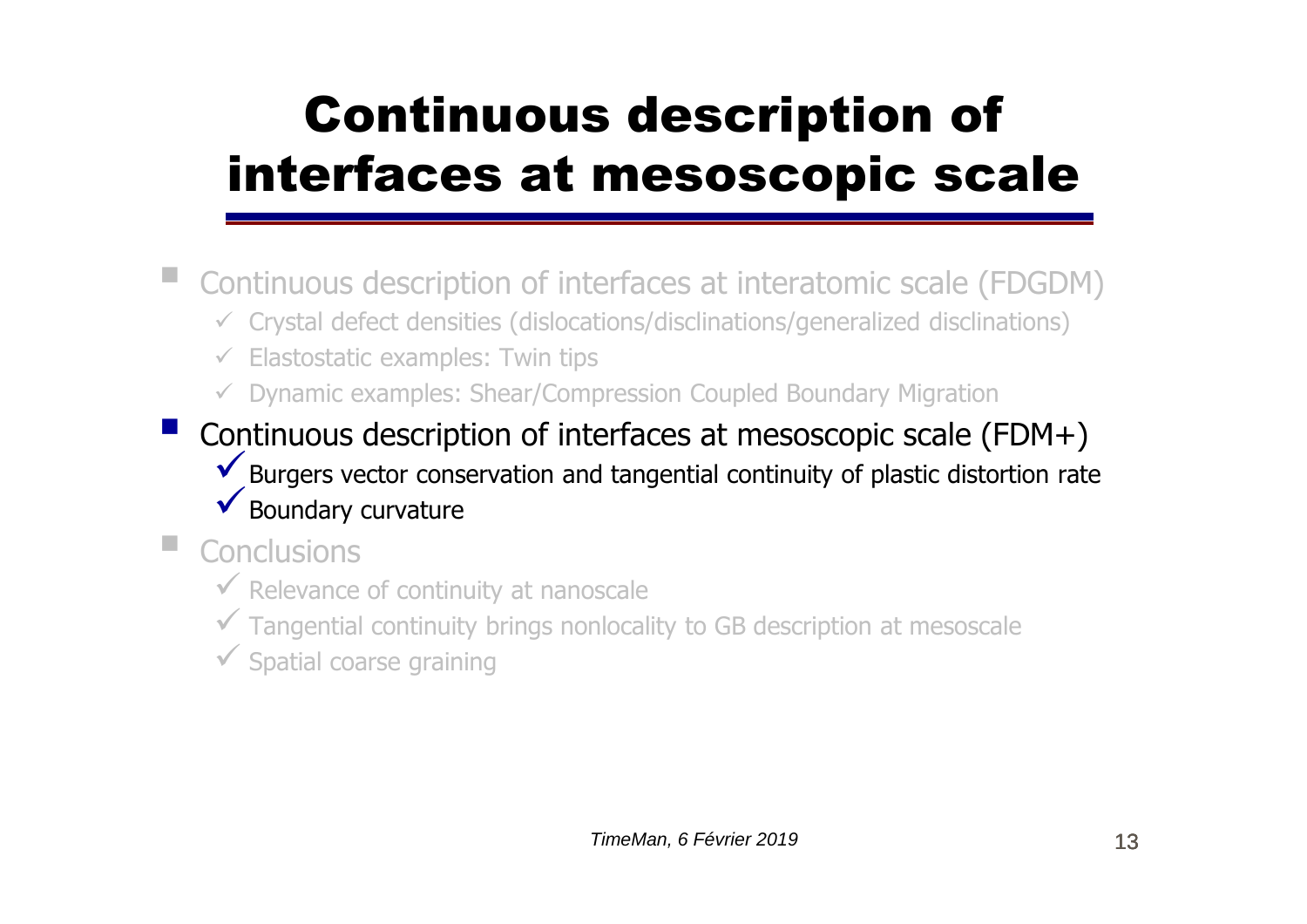# Continuous description of interfaces at mesoscopic scale

- Continuous description of interfaces at interatomic scale (FDGDM)
  - ✓ Crystal defect densities (dislocations/disclinations/generalized disclinations)
  - ✓ Elastostatic examples: Twin tips
  - ✓ Dynamic examples: Shear/Compression Coupled Boundary Migration
- Continuous description of interfaces at mesoscopic scale (FDM+)
  - ✓ Burgers vector conservation and tangential continuity of plastic distortion rate
  - ✓ Boundary curvature
- Conclusions
  - ✓ Relevance of continuity at nanoscale
  - ✓ Tangential continuity brings nonlocality to GB description at mesoscale
  - ✓ Spatial coarse graining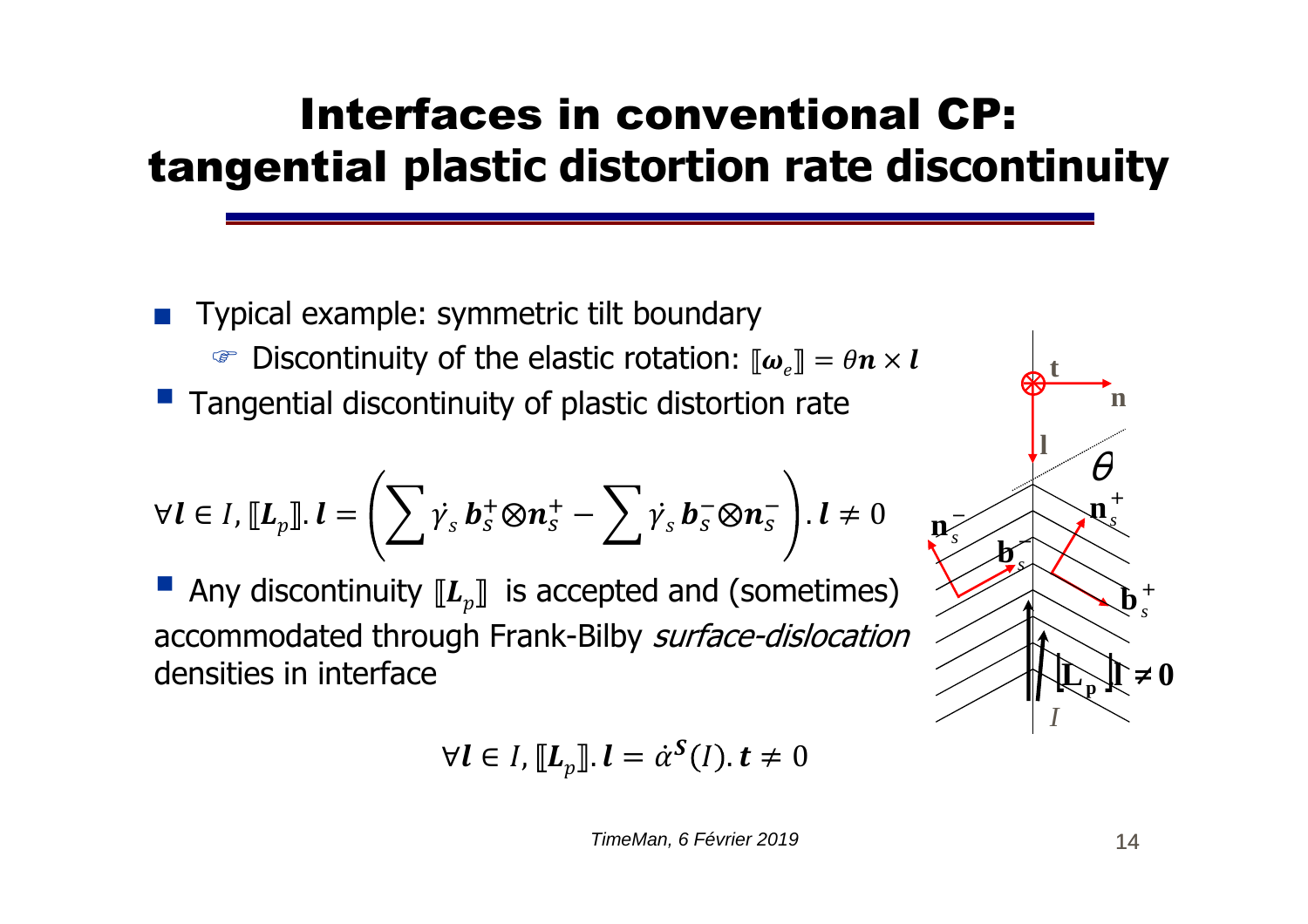# Interfaces in conventional CP: tangential plastic distortion rate discontinuity

- Typical example: symmetric tilt boundary
  - ☞ Discontinuity of the elastic rotation: $[\![\boldsymbol{\omega}_e]\!] = \theta \boldsymbol{n} \times \boldsymbol{l}$
- Tangential discontinuity of plastic distortion rate

$$\forall \boldsymbol{l} \in I, [\![\boldsymbol{L}_p]\!].\, \boldsymbol{l} = \left( \sum \dot{\gamma}_s\, \boldsymbol{b}_s^{+} \otimes \boldsymbol{n}_s^{+} - \sum \dot{\gamma}_s\, \boldsymbol{b}_s^{-} \otimes \boldsymbol{n}_s^{-} \right).\, \boldsymbol{l} \neq 0$$

- Any discontinuity $[\![\boldsymbol{L}_p]\!]$ is accepted and (sometimes) accommodated through Frank-Bilby *surface-dislocation* densities in interface

$$\forall \boldsymbol{l} \in I, [\![\boldsymbol{L}_p]\!].\, \boldsymbol{l} = \dot{\alpha}^{\boldsymbol{S}}(I).\, \boldsymbol{t} \neq 0$$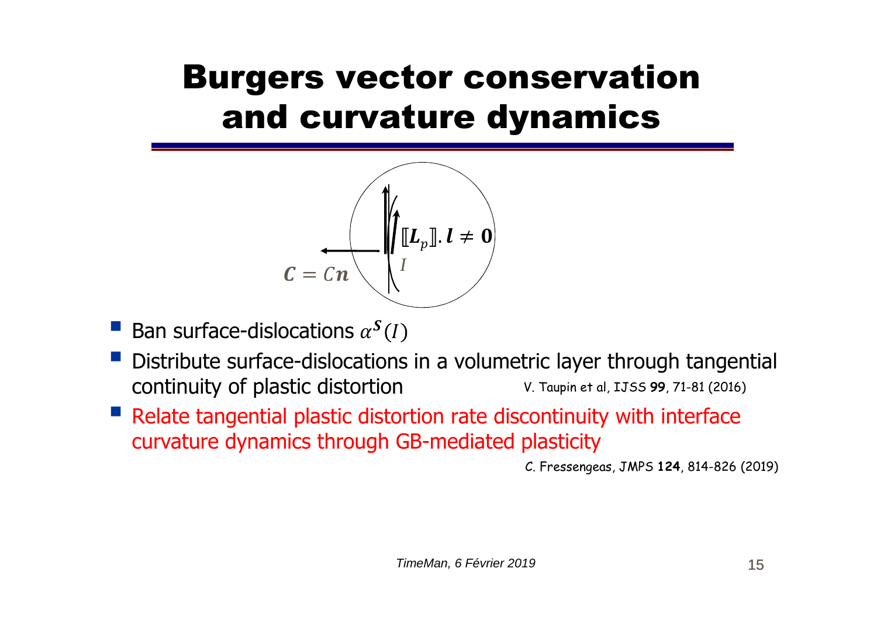# Burgers vector conservation and curvature dynamics

$[\![\boldsymbol{L}_p]\!].\boldsymbol{l} \neq \boldsymbol{0}$

$I$

$\boldsymbol{C} = C\boldsymbol{n}$

- Ban surface-dislocations $\alpha^{\boldsymbol{S}}(I)$
- Distribute surface-dislocations in a volumetric layer through tangential continuity of plastic distortion V. Taupin et al, IJSS **99**, 71-81 (2016)
- Relate tangential plastic distortion rate discontinuity with interface curvature dynamics through GB-mediated plasticity

C. Fressengeas, JMPS **124**, 814-826 (2019)

*TimeMan, 6 Février 2019*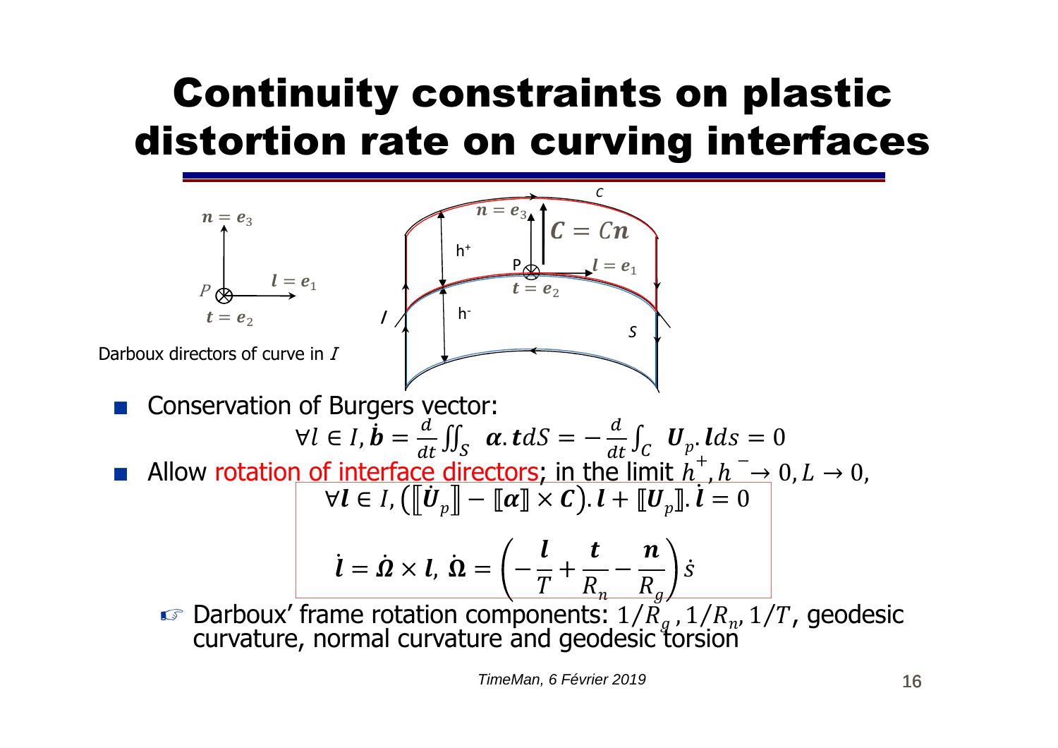# Continuity constraints on plastic distortion rate on curving interfaces

Darboux directors of curve in $I$

- Conservation of Burgers vector:

$$\forall l \in I, \dot{\boldsymbol{b}} = \frac{d}{dt}\iint_S \boldsymbol{\alpha}.\boldsymbol{t}dS = -\frac{d}{dt}\int_C \boldsymbol{U}_p.\boldsymbol{l}ds = 0$$

- Allow rotation of interface directors; in the limit $h^+, h^- \to 0, L \to 0,$

$$\forall \boldsymbol{l} \in I, \left(\left[\!\left[\dot{\boldsymbol{U}}_p\right]\!\right] - [\![\boldsymbol{\alpha}]\!] \times \boldsymbol{C}\right).\boldsymbol{l} + [\![\boldsymbol{U}_p]\!].\dot{\boldsymbol{l}} = 0$$

$$\dot{\boldsymbol{l}} = \dot{\boldsymbol{\Omega}} \times \boldsymbol{l},\ \dot{\boldsymbol{\Omega}} = \left(-\frac{\boldsymbol{l}}{T} + \frac{\boldsymbol{t}}{R_n} - \frac{\boldsymbol{n}}{R_g}\right)\dot{s}$$

  - ☞ Darboux' frame rotation components: $1/R_g, 1/R_n, 1/T$, geodesic curvature, normal curvature and geodesic torsion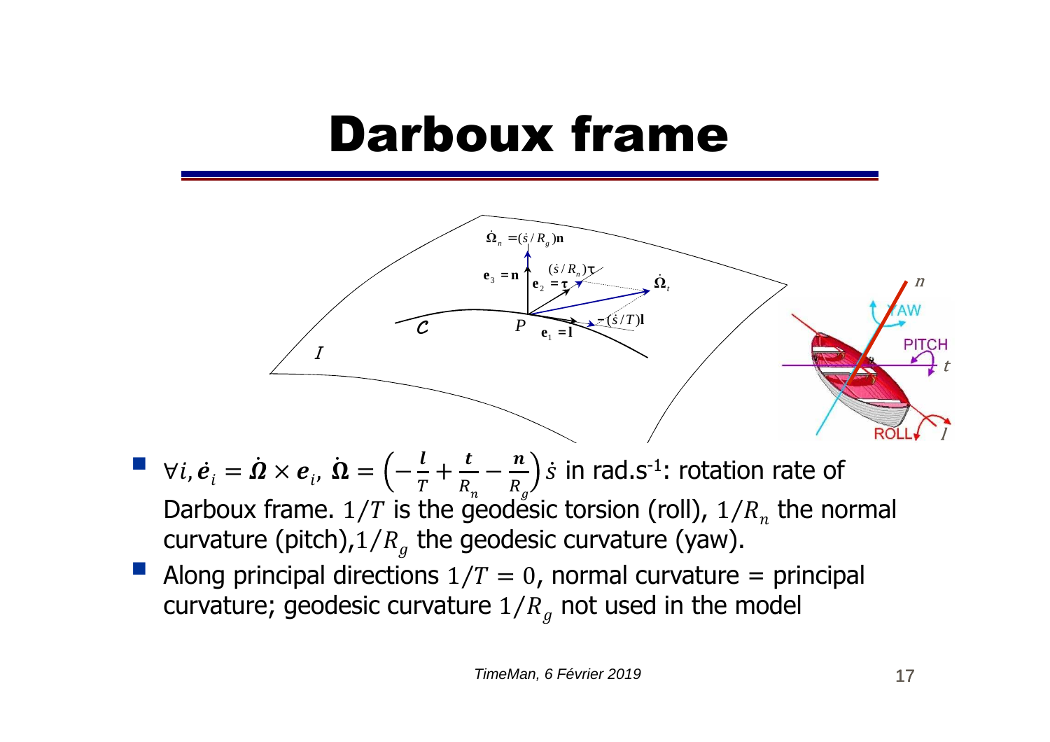# Darboux frame

- $\forall i, \dot{\boldsymbol{e}}_i = \dot{\boldsymbol{\Omega}} \times \boldsymbol{e}_i$, $\dot{\boldsymbol{\Omega}} = \left(-\frac{\boldsymbol{l}}{T} + \frac{\boldsymbol{t}}{R_n} - \frac{\boldsymbol{n}}{R_g}\right)\dot{s}$ in rad.s$^{-1}$: rotation rate of Darboux frame. $1/T$ is the geodesic torsion (roll), $1/R_n$ the normal curvature (pitch), $1/R_g$ the geodesic curvature (yaw).
- Along principal directions $1/T = 0$, normal curvature = principal curvature; geodesic curvature $1/R_g$ not used in the model

TimeMan, 6 Février 2019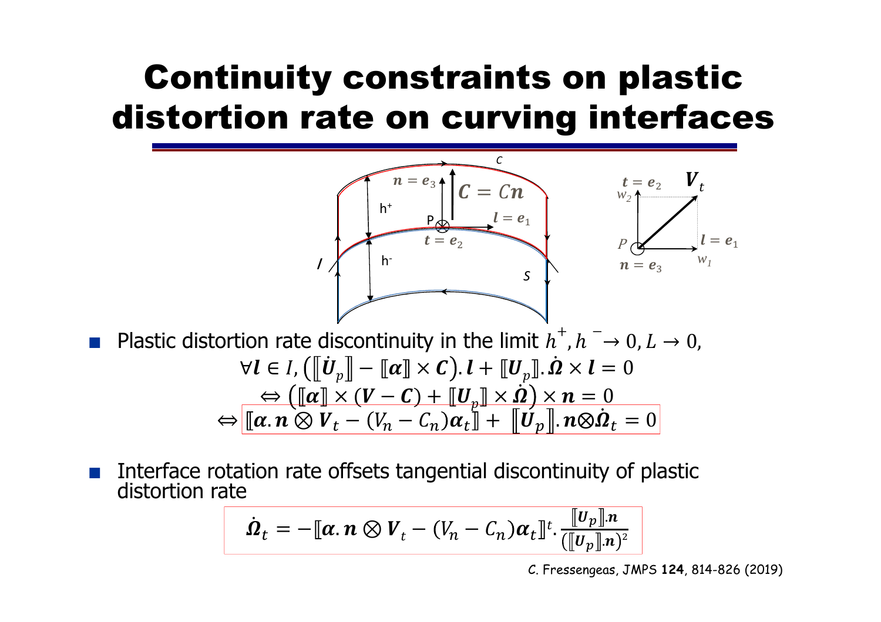# Continuity constraints on plastic distortion rate on curving interfaces

- Plastic distortion rate discontinuity in the limit $h^{+}, h^{-} \to 0, L \to 0,$

$$\forall \boldsymbol{l} \in I, \left(\left[\!\left[\dot{\boldsymbol{U}}_p\right]\!\right] - [\![\boldsymbol{\alpha}]\!] \times \boldsymbol{C}\right).\boldsymbol{l} + [\![\boldsymbol{U}_p]\!].\dot{\boldsymbol{\Omega}} \times \boldsymbol{l} = 0$$

$$\Leftrightarrow \left([\![\boldsymbol{\alpha}]\!] \times (\boldsymbol{V} - \boldsymbol{C}) + [\![\boldsymbol{U}_p]\!] \times \dot{\boldsymbol{\Omega}}\right) \times \boldsymbol{n} = 0$$

$$\Leftrightarrow \boxed{[\![\boldsymbol{\alpha}.\boldsymbol{n} \otimes \boldsymbol{V}_t - (V_n - C_n)\boldsymbol{\alpha}_t]\!] + \left[\!\left[\boldsymbol{U}_p\right]\!\right].\boldsymbol{n} \otimes \dot{\boldsymbol{\Omega}}_t = 0}$$

- Interface rotation rate offsets tangential discontinuity of plastic distortion rate

$$\boxed{\dot{\boldsymbol{\Omega}}_t = -[\![\boldsymbol{\alpha}.\boldsymbol{n} \otimes \boldsymbol{V}_t - (V_n - C_n)\boldsymbol{\alpha}_t]\!]^t . \frac{[\![\boldsymbol{U}_p]\!].\boldsymbol{n}}{([\![\boldsymbol{U}_p]\!].\boldsymbol{n})^2}}$$

C. Fressengeas, JMPS **124**, 814-826 (2019)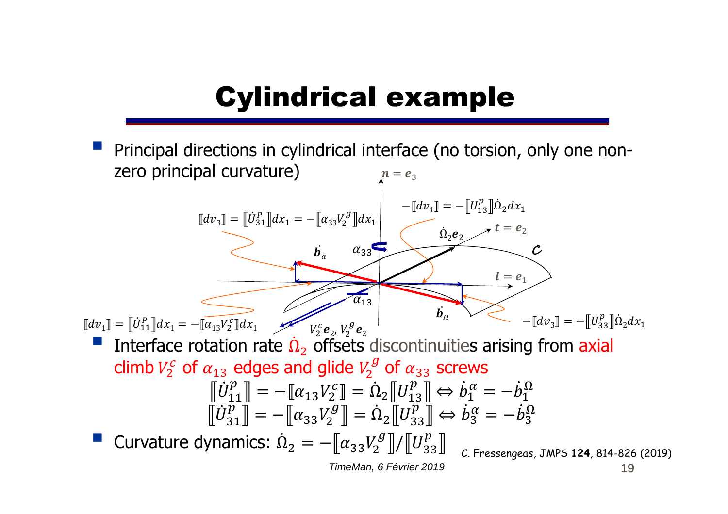# Cylindrical example

- Principal directions in cylindrical interface (no torsion, only one non-zero principal curvature)

$\boldsymbol{n} = \boldsymbol{e}_3$

$[\![dv_3]\!] = [\![\dot{U}^p_{31}]\!]dx_1 = -[\![\alpha_{33}V_2^g]\!]dx_1$

$-[\![dv_1]\!] = -[\![U^p_{13}]\!]\dot{\Omega}_2 dx_1$

$\dot{\Omega}_2\boldsymbol{e}_2$ $\quad \boldsymbol{t} = \boldsymbol{e}_2$

$\dot{\boldsymbol{b}}_\alpha$ $\quad \alpha_{33}$ $\quad \mathcal{C}$

$\boldsymbol{l} = \boldsymbol{e}_1$

$\alpha_{13}$

$\dot{\boldsymbol{b}}_\Omega$

$[\![dv_1]\!] = [\![\dot{U}^p_{11}]\!]dx_1 = -[\![\alpha_{13}V_2^c]\!]dx_1$

$V_2^c\boldsymbol{e}_2, V_2^g\boldsymbol{e}_2$

$-[\![dv_3]\!] = -[\![U^p_{33}]\!]\dot{\Omega}_2 dx_1$

- Interface rotation rate $\dot{\Omega}_2$ offsets discontinuities arising from axial climb $V_2^c$ of $\alpha_{13}$ edges and glide $V_2^g$ of $\alpha_{33}$ screws

$$[\![\dot{U}^p_{11}]\!] = -[\![\alpha_{13}V_2^c]\!] = \dot{\Omega}_2[\![U^p_{13}]\!] \Leftrightarrow \dot{b}_1^\alpha = -\dot{b}_1^\Omega$$
$$[\![\dot{U}^p_{31}]\!] = -[\![\alpha_{33}V_2^g]\!] = \dot{\Omega}_2[\![U^p_{33}]\!] \Leftrightarrow \dot{b}_3^\alpha = -\dot{b}_3^\Omega$$

- Curvature dynamics: $\dot{\Omega}_2 = -[\![\alpha_{33}V_2^g]\!]/[\![U^p_{33}]\!]$

C. Fressengeas, JMPS **124**, 814-826 (2019)

*TimeMan, 6 Février 2019*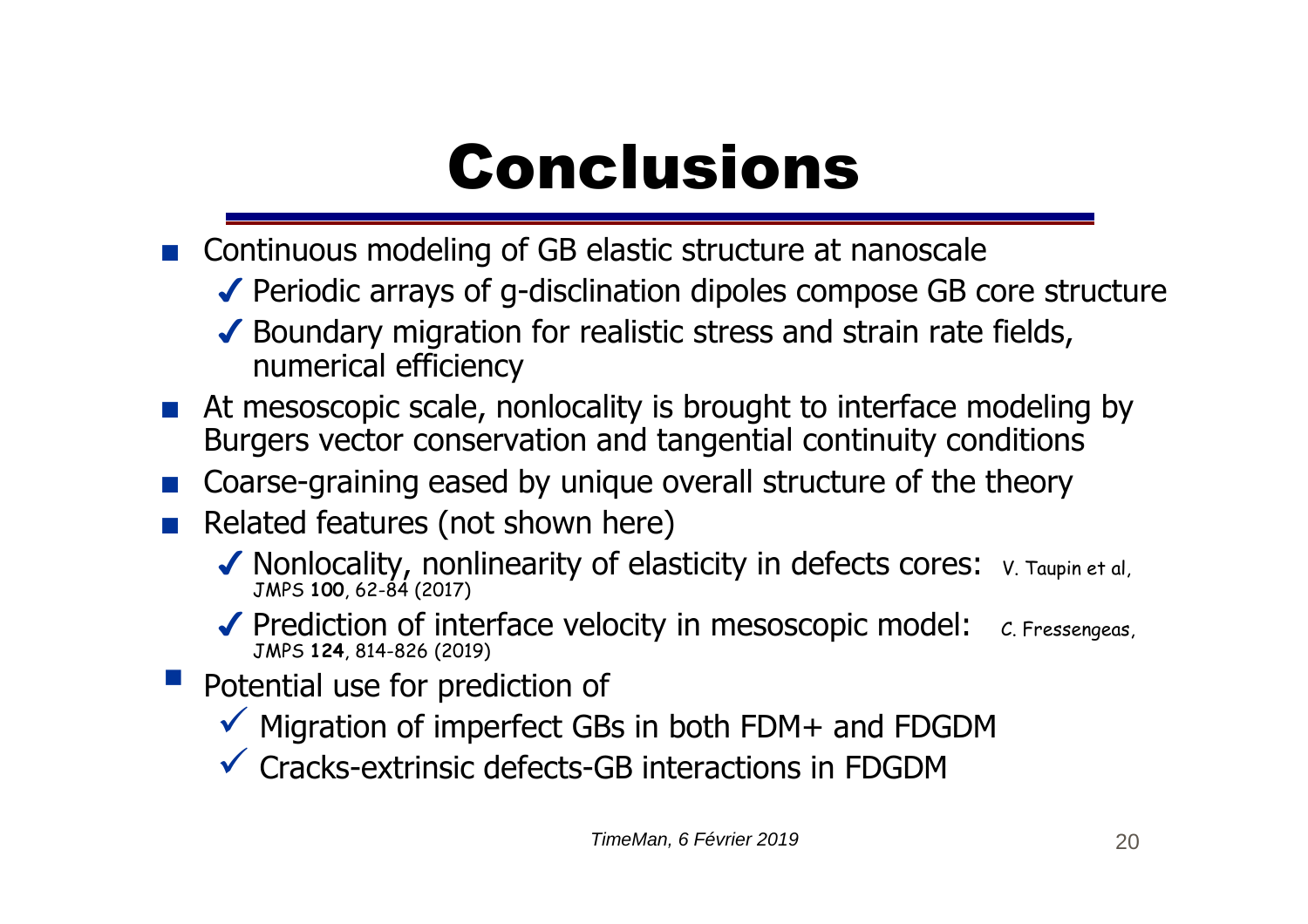# Conclusions

- Continuous modeling of GB elastic structure at nanoscale
  - ✓ Periodic arrays of g-disclination dipoles compose GB core structure
  - ✓ Boundary migration for realistic stress and strain rate fields, numerical efficiency
- At mesoscopic scale, nonlocality is brought to interface modeling by Burgers vector conservation and tangential continuity conditions
- Coarse-graining eased by unique overall structure of the theory
- Related features (not shown here)
  - ✓ Nonlocality, nonlinearity of elasticity in defects cores: V. Taupin et al, JMPS **100**, 62-84 (2017)
  - ✓ Prediction of interface velocity in mesoscopic model: C. Fressengeas, JMPS **124**, 814-826 (2019)
- Potential use for prediction of
  - ✓ Migration of imperfect GBs in both FDM+ and FDGDM
  - ✓ Cracks-extrinsic defects-GB interactions in FDGDM

*TimeMan, 6 Février 2019*